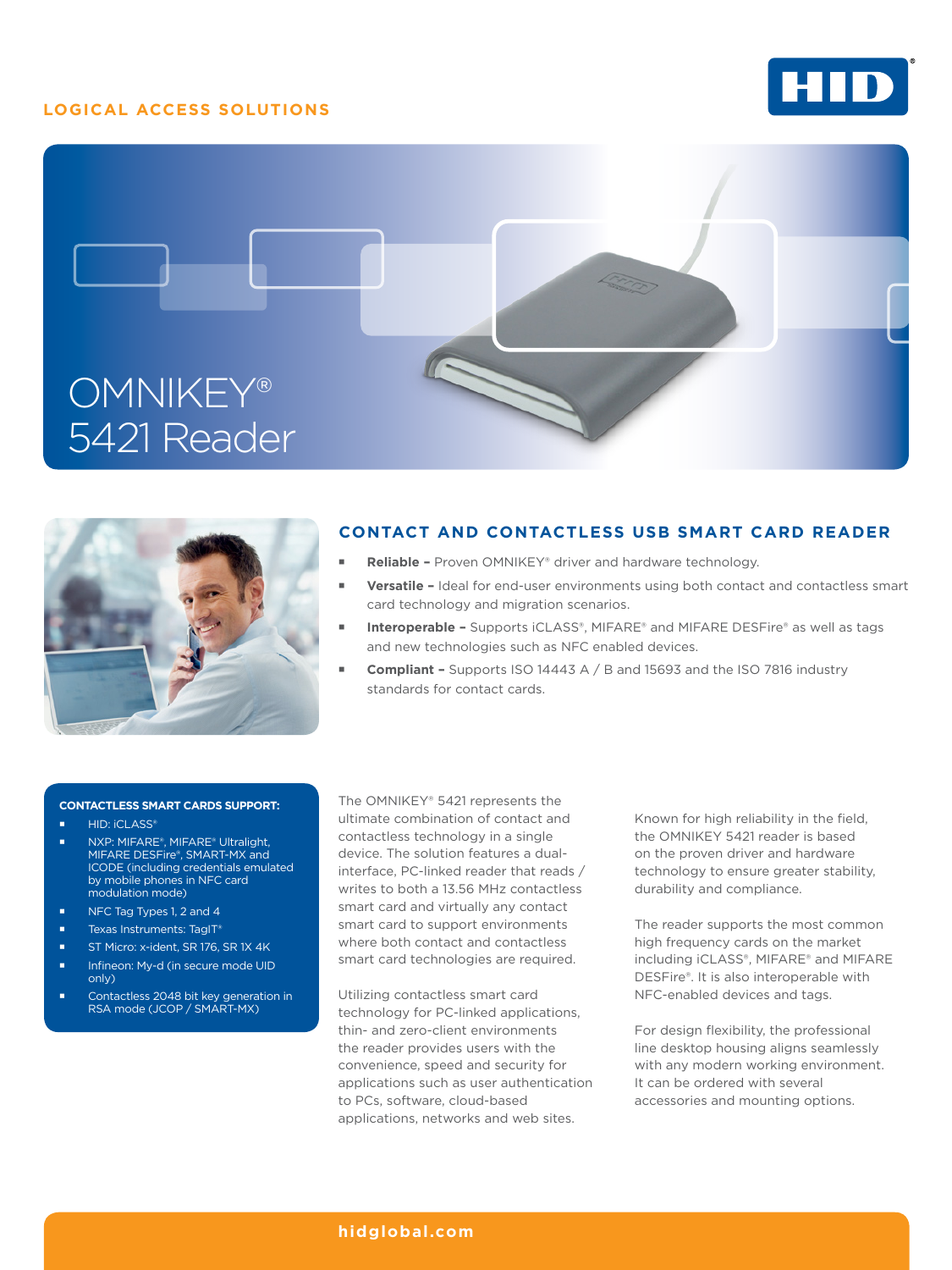LOGICAL ACCESS SOLUTIONS

# OMNIKEY® 5421 Reader

## CONTACT AND CONTACTLESS USB SMART CARD READER

- **Reliable –** Proven OMNIKEY® driver and hardware technology.
- **Versatile –** Ideal for end-user environments using both contact and contactless smart card technology and migration scenarios.
- **Interoperable –** Supports iCLASS®, MIFARE® and MIFARE DESFire® as well as tags and new technologies such as NFC enabled devices.
- **Compliant –** Supports ISO 14443 A / B and 15693 and the ISO 7816 industry standards for contact cards.

### CONTACTLESS SMART CARDS SUPPORT:

- HID: iCLASS®
- NXP: MIFARE®, MIFARE® Ultralight, MIFARE DESFire®, SMART-MX and ICODE (including credentials emulated by mobile phones in NFC card modulation mode)
- NFC Tag Types 1, 2 and 4
- Texas Instruments: TagIT®
- ST Micro: x-ident, SR 176, SR 1X 4K
- Infineon: My-d (in secure mode UID only)
- Contactless 2048 bit key generation in RSA mode (JCOP / SMART-MX)

The OMNIKEY® 5421 represents the ultimate combination of contact and contactless technology in a single device. The solution features a dual-interface, PC-linked reader that reads / writes to both a 13.56 MHz contactless smart card and virtually any contact smart card to support environments where both contact and contactless smart card technologies are required.

Utilizing contactless smart card technology for PC-linked applications, thin- and zero-client environments the reader provides users with the convenience, speed and security for applications such as user authentication to PCs, software, cloud-based applications, networks and web sites.

Known for high reliability in the field, the OMNIKEY 5421 reader is based on the proven driver and hardware technology to ensure greater stability, durability and compliance.

The reader supports the most common high frequency cards on the market including iCLASS®, MIFARE® and MIFARE DESFire®. It is also interoperable with NFC-enabled devices and tags.

For design flexibility, the professional line desktop housing aligns seamlessly with any modern working environment. It can be ordered with several accessories and mounting options.

hidglobal.com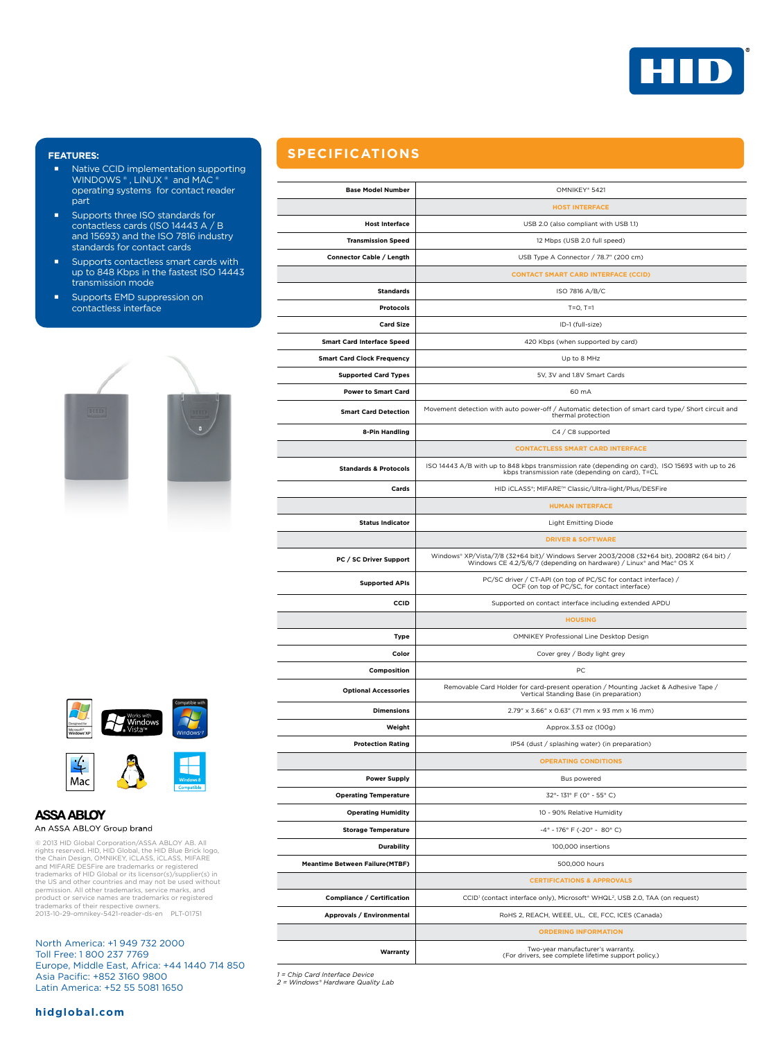**FEATURES:**

- Native CCID implementation supporting WINDOWS ®, LINUX ® and MAC ® operating systems for contact reader part
- Supports three ISO standards for contactless cards (ISO 14443 A / B and 15693) and the ISO 7816 industry standards for contact cards
- Supports contactless smart cards with up to 848 Kbps in the fastest ISO 14443 transmission mode
- Supports EMD suppression on contactless interface

## SPECIFICATIONS

| | |
|---|---|
| **Base Model Number** | OMNIKEY® 5421 |
| | **HOST INTERFACE** |
| **Host Interface** | USB 2.0 (also compliant with USB 1.1) |
| **Transmission Speed** | 12 Mbps (USB 2.0 full speed) |
| **Connector Cable / Length** | USB Type A Connector / 78.7" (200 cm) |
| | **CONTACT SMART CARD INTERFACE (CCID)** |
| **Standards** | ISO 7816 A/B/C |
| **Protocols** | T=0, T=1 |
| **Card Size** | ID-1 (full-size) |
| **Smart Card Interface Speed** | 420 Kbps (when supported by card) |
| **Smart Card Clock Frequency** | Up to 8 MHz |
| **Supported Card Types** | 5V, 3V and 1.8V Smart Cards |
| **Power to Smart Card** | 60 mA |
| **Smart Card Detection** | Movement detection with auto power-off / Automatic detection of smart card type/ Short circuit and thermal protection |
| **8-Pin Handling** | C4 / C8 supported |
| | **CONTACTLESS SMART CARD INTERFACE** |
| **Standards & Protocols** | ISO 14443 A/B with up to 848 kbps transmission rate (depending on card), ISO 15693 with up to 26 kbps transmission rate (depending on card), T=CL |
| **Cards** | HID iCLASS®; MIFARE™ Classic/Ultra-light/Plus/DESFire |
| | **HUMAN INTERFACE** |
| **Status Indicator** | Light Emitting Diode |
| | **DRIVER & SOFTWARE** |
| **PC / SC Driver Support** | Windows® XP/Vista/7/8 (32+64 bit)/ Windows Server 2003/2008 (32+64 bit), 2008R2 (64 bit) / Windows CE 4.2/5/6/7 (depending on hardware) / Linux® and Mac® OS X |
| **Supported APIs** | PC/SC driver / CT-API (on top of PC/SC for contact interface) / OCF (on top of PC/SC, for contact interface) |
| **CCID** | Supported on contact interface including extended APDU |
| | **HOUSING** |
| **Type** | OMNIKEY Professional Line Desktop Design |
| **Color** | Cover grey / Body light grey |
| **Composition** | PC |
| **Optional Accessories** | Removable Card Holder for card-present operation / Mounting Jacket & Adhesive Tape / Vertical Standing Base (in preparation) |
| **Dimensions** | 2.79" x 3.66" x 0.63" (71 mm x 93 mm x 16 mm) |
| **Weight** | Approx.3.53 oz (100g) |
| **Protection Rating** | IP54 (dust / splashing water) (in preparation) |
| | **OPERATING CONDITIONS** |
| **Power Supply** | Bus powered |
| **Operating Temperature** | 32°- 131° F (0° - 55° C) |
| **Operating Humidity** | 10 - 90% Relative Humidity |
| **Storage Temperature** | -4° - 176° F (-20° - 80° C) |
| **Durability** | 100,000 insertions |
| **Meantime Between Failure(MTBF)** | 500,000 hours |
| | **CERTIFICATIONS & APPROVALS** |
| **Compliance / Certification** | CCID[1] (contact interface only), Microsoft® WHQL[2], USB 2.0, TAA (on request) |
| **Approvals / Environmental** | RoHS 2, REACH, WEEE, UL, CE, FCC, ICES (Canada) |
| | **ORDERING INFORMATION** |
| **Warranty** | Two-year manufacturer's warranty. (For drivers, see complete lifetime support policy.) |

*1 = Chip Card Interface Device*
*2 = Windows® Hardware Quality Lab*

**ASSA ABLOY**
An ASSA ABLOY Group brand

© 2013 HID Global Corporation/ASSA ABLOY AB. All rights reserved. HID, HID Global, the HID Blue Brick logo, the Chain Design, OMNIKEY, iCLASS, iCLASS, MIFARE and MIFARE DESFire are trademarks or registered trademarks of HID Global or its licensor(s)/supplier(s) in the US and other countries and may not be used without permission. All other trademarks, service marks, and product or service names are trademarks or registered trademarks of their respective owners.
2013-10-29-omnikey-5421-reader-ds-en PLT-01751

North America: +1 949 732 2000
Toll Free: 1 800 237 7769
Europe, Middle East, Africa: +44 1440 714 850
Asia Pacific: +852 3160 9800
Latin America: +52 55 5081 1650

**hidglobal.com**